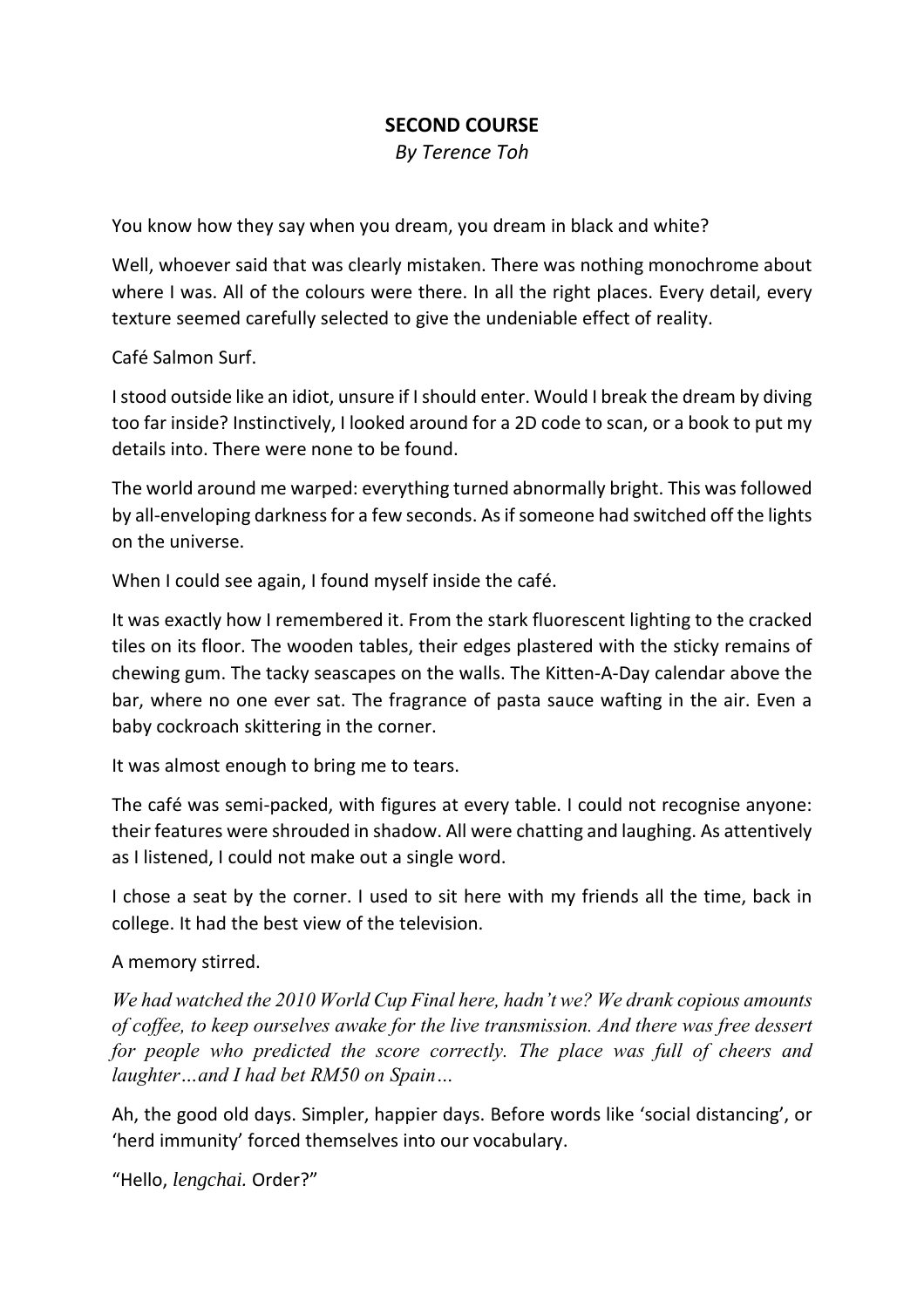# SECOND COURSE

*By Terence Toh*

You know how they say when you dream, you dream in black and white?

Well, whoever said that was clearly mistaken. There was nothing monochrome about where I was. All of the colours were there. In all the right places. Every detail, every texture seemed carefully selected to give the undeniable effect of reality.

Café Salmon Surf.

I stood outside like an idiot, unsure if I should enter. Would I break the dream by diving too far inside? Instinctively, I looked around for a 2D code to scan, or a book to put my details into. There were none to be found.

The world around me warped: everything turned abnormally bright. This was followed by all-enveloping darkness for a few seconds. As if someone had switched off the lights on the universe.

When I could see again, I found myself inside the café.

It was exactly how I remembered it. From the stark fluorescent lighting to the cracked tiles on its floor. The wooden tables, their edges plastered with the sticky remains of chewing gum. The tacky seascapes on the walls. The Kitten-A-Day calendar above the bar, where no one ever sat. The fragrance of pasta sauce wafting in the air. Even a baby cockroach skittering in the corner.

It was almost enough to bring me to tears.

The café was semi-packed, with figures at every table. I could not recognise anyone: their features were shrouded in shadow. All were chatting and laughing. As attentively as I listened, I could not make out a single word.

I chose a seat by the corner. I used to sit here with my friends all the time, back in college. It had the best view of the television.

A memory stirred.

*We had watched the 2010 World Cup Final here, hadn't we? We drank copious amounts of coffee, to keep ourselves awake for the live transmission. And there was free dessert for people who predicted the score correctly. The place was full of cheers and laughter…and I had bet RM50 on Spain…*

Ah, the good old days. Simpler, happier days. Before words like 'social distancing', or 'herd immunity' forced themselves into our vocabulary.

"Hello, *lengchai.* Order?"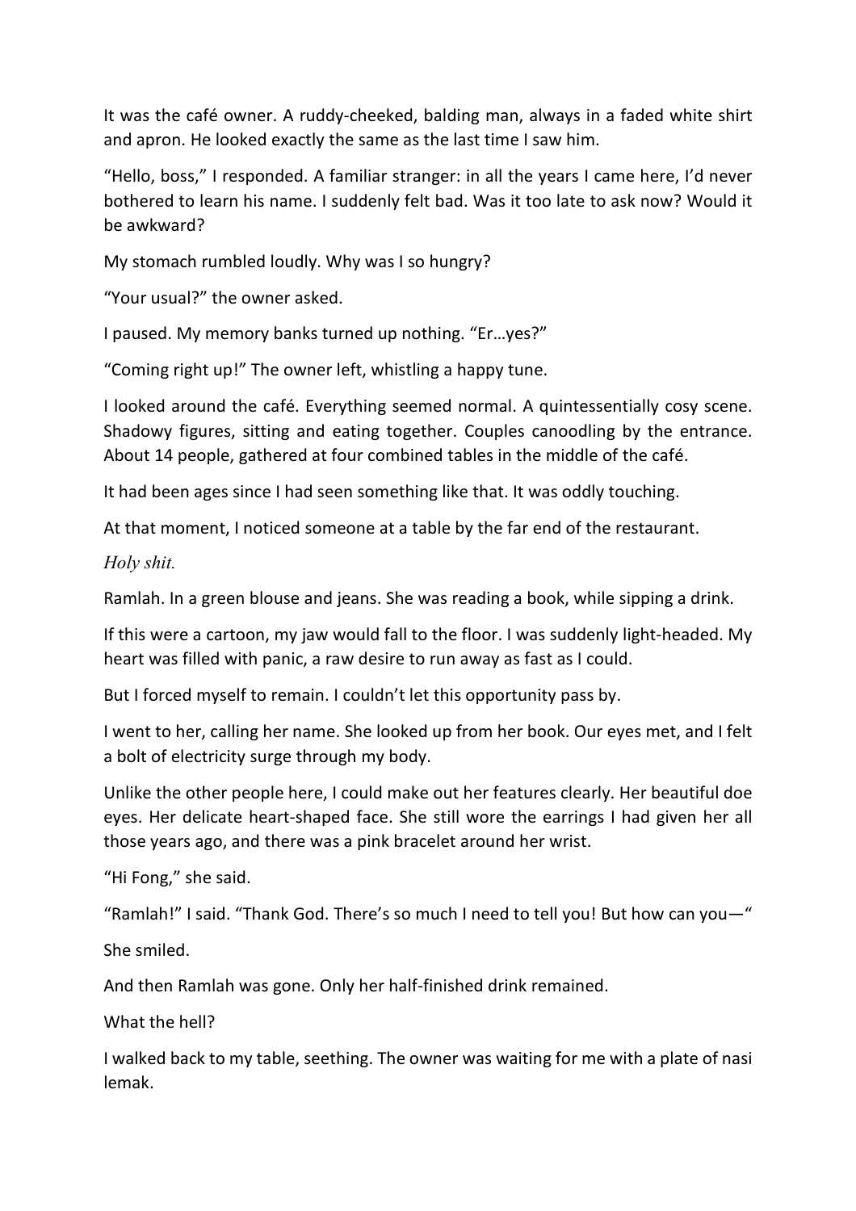It was the café owner. A ruddy-cheeked, balding man, always in a faded white shirt and apron. He looked exactly the same as the last time I saw him.

"Hello, boss," I responded. A familiar stranger: in all the years I came here, I'd never bothered to learn his name. I suddenly felt bad. Was it too late to ask now? Would it be awkward?

My stomach rumbled loudly. Why was I so hungry?

"Your usual?" the owner asked.

I paused. My memory banks turned up nothing. "Er…yes?"

"Coming right up!" The owner left, whistling a happy tune.

I looked around the café. Everything seemed normal. A quintessentially cosy scene. Shadowy figures, sitting and eating together. Couples canoodling by the entrance. About 14 people, gathered at four combined tables in the middle of the café.

It had been ages since I had seen something like that. It was oddly touching.

At that moment, I noticed someone at a table by the far end of the restaurant.

*Holy shit.*

Ramlah. In a green blouse and jeans. She was reading a book, while sipping a drink.

If this were a cartoon, my jaw would fall to the floor. I was suddenly light-headed. My heart was filled with panic, a raw desire to run away as fast as I could.

But I forced myself to remain. I couldn't let this opportunity pass by.

I went to her, calling her name. She looked up from her book. Our eyes met, and I felt a bolt of electricity surge through my body.

Unlike the other people here, I could make out her features clearly. Her beautiful doe eyes. Her delicate heart-shaped face. She still wore the earrings I had given her all those years ago, and there was a pink bracelet around her wrist.

"Hi Fong," she said.

"Ramlah!" I said. "Thank God. There's so much I need to tell you! But how can you—"

She smiled.

And then Ramlah was gone. Only her half-finished drink remained.

What the hell?

I walked back to my table, seething. The owner was waiting for me with a plate of nasi lemak.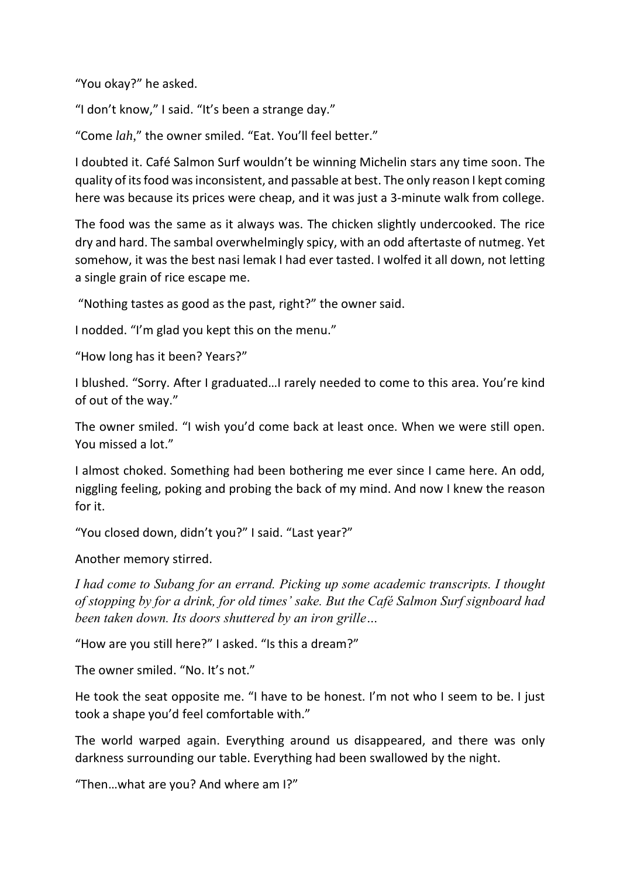"You okay?" he asked.

"I don't know," I said. "It's been a strange day."

"Come *lah*," the owner smiled. "Eat. You'll feel better."

I doubted it. Café Salmon Surf wouldn't be winning Michelin stars any time soon. The quality of its food was inconsistent, and passable at best. The only reason I kept coming here was because its prices were cheap, and it was just a 3-minute walk from college.

The food was the same as it always was. The chicken slightly undercooked. The rice dry and hard. The sambal overwhelmingly spicy, with an odd aftertaste of nutmeg. Yet somehow, it was the best nasi lemak I had ever tasted. I wolfed it all down, not letting a single grain of rice escape me.

"Nothing tastes as good as the past, right?" the owner said.

I nodded. "I'm glad you kept this on the menu."

"How long has it been? Years?"

I blushed. "Sorry. After I graduated…I rarely needed to come to this area. You're kind of out of the way."

The owner smiled. "I wish you'd come back at least once. When we were still open. You missed a lot."

I almost choked. Something had been bothering me ever since I came here. An odd, niggling feeling, poking and probing the back of my mind. And now I knew the reason for it.

"You closed down, didn't you?" I said. "Last year?"

Another memory stirred.

*I had come to Subang for an errand. Picking up some academic transcripts. I thought of stopping by for a drink, for old times' sake. But the Café Salmon Surf signboard had been taken down. Its doors shuttered by an iron grille…*

"How are you still here?" I asked. "Is this a dream?"

The owner smiled. "No. It's not."

He took the seat opposite me. "I have to be honest. I'm not who I seem to be. I just took a shape you'd feel comfortable with."

The world warped again. Everything around us disappeared, and there was only darkness surrounding our table. Everything had been swallowed by the night.

"Then…what are you? And where am I?"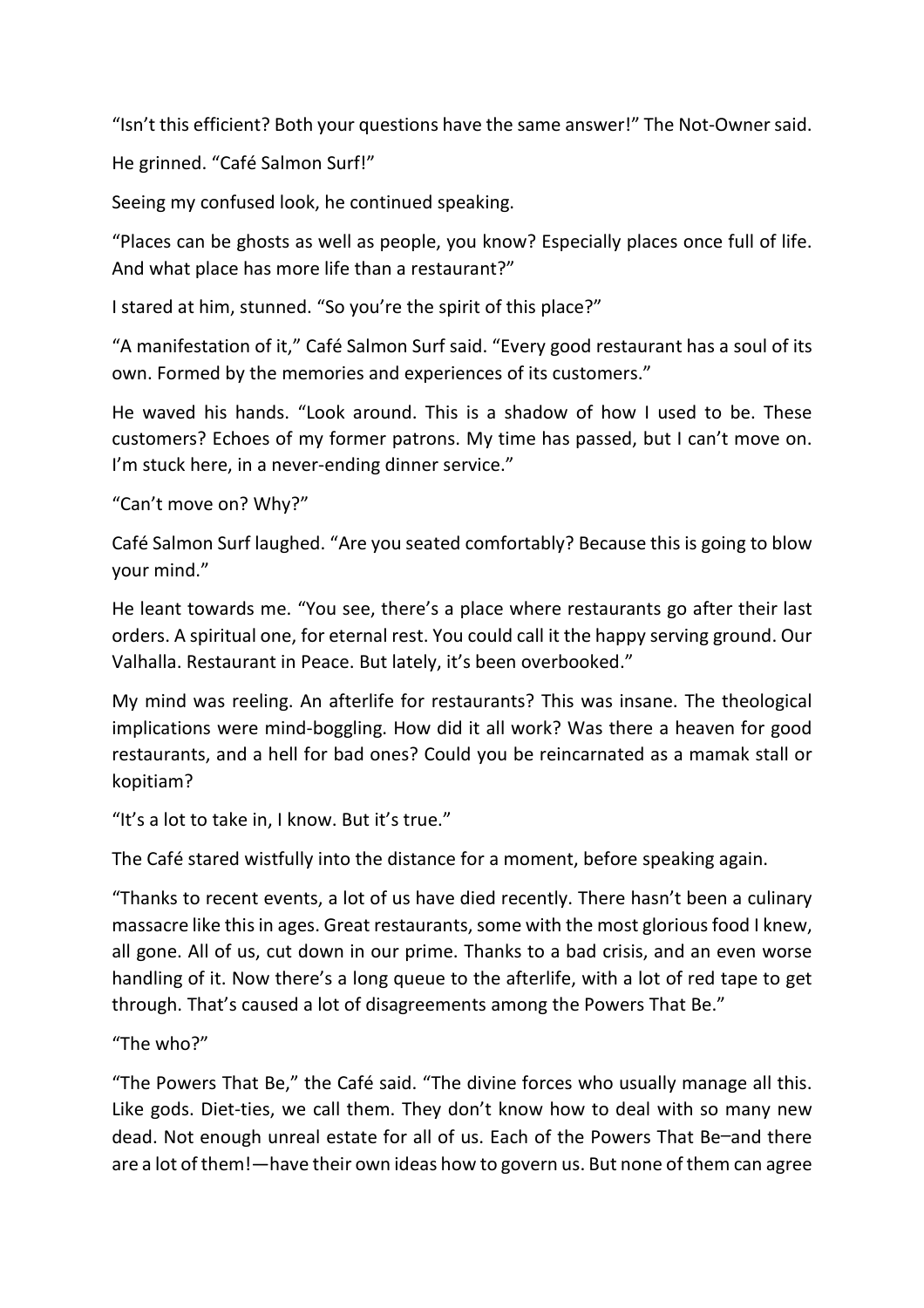"Isn't this efficient? Both your questions have the same answer!" The Not-Owner said.

He grinned. "Café Salmon Surf!"

Seeing my confused look, he continued speaking.

"Places can be ghosts as well as people, you know? Especially places once full of life. And what place has more life than a restaurant?"

I stared at him, stunned. "So you're the spirit of this place?"

"A manifestation of it," Café Salmon Surf said. "Every good restaurant has a soul of its own. Formed by the memories and experiences of its customers."

He waved his hands. "Look around. This is a shadow of how I used to be. These customers? Echoes of my former patrons. My time has passed, but I can't move on. I'm stuck here, in a never-ending dinner service."

"Can't move on? Why?"

Café Salmon Surf laughed. "Are you seated comfortably? Because this is going to blow your mind."

He leant towards me. "You see, there's a place where restaurants go after their last orders. A spiritual one, for eternal rest. You could call it the happy serving ground. Our Valhalla. Restaurant in Peace. But lately, it's been overbooked."

My mind was reeling. An afterlife for restaurants? This was insane. The theological implications were mind-boggling. How did it all work? Was there a heaven for good restaurants, and a hell for bad ones? Could you be reincarnated as a mamak stall or kopitiam?

"It's a lot to take in, I know. But it's true."

The Café stared wistfully into the distance for a moment, before speaking again.

"Thanks to recent events, a lot of us have died recently. There hasn't been a culinary massacre like this in ages. Great restaurants, some with the most glorious food I knew, all gone. All of us, cut down in our prime. Thanks to a bad crisis, and an even worse handling of it. Now there's a long queue to the afterlife, with a lot of red tape to get through. That's caused a lot of disagreements among the Powers That Be."

"The who?"

"The Powers That Be," the Café said. "The divine forces who usually manage all this. Like gods. Diet-ties, we call them. They don't know how to deal with so many new dead. Not enough unreal estate for all of us. Each of the Powers That Be–and there are a lot of them!—have their own ideas how to govern us. But none of them can agree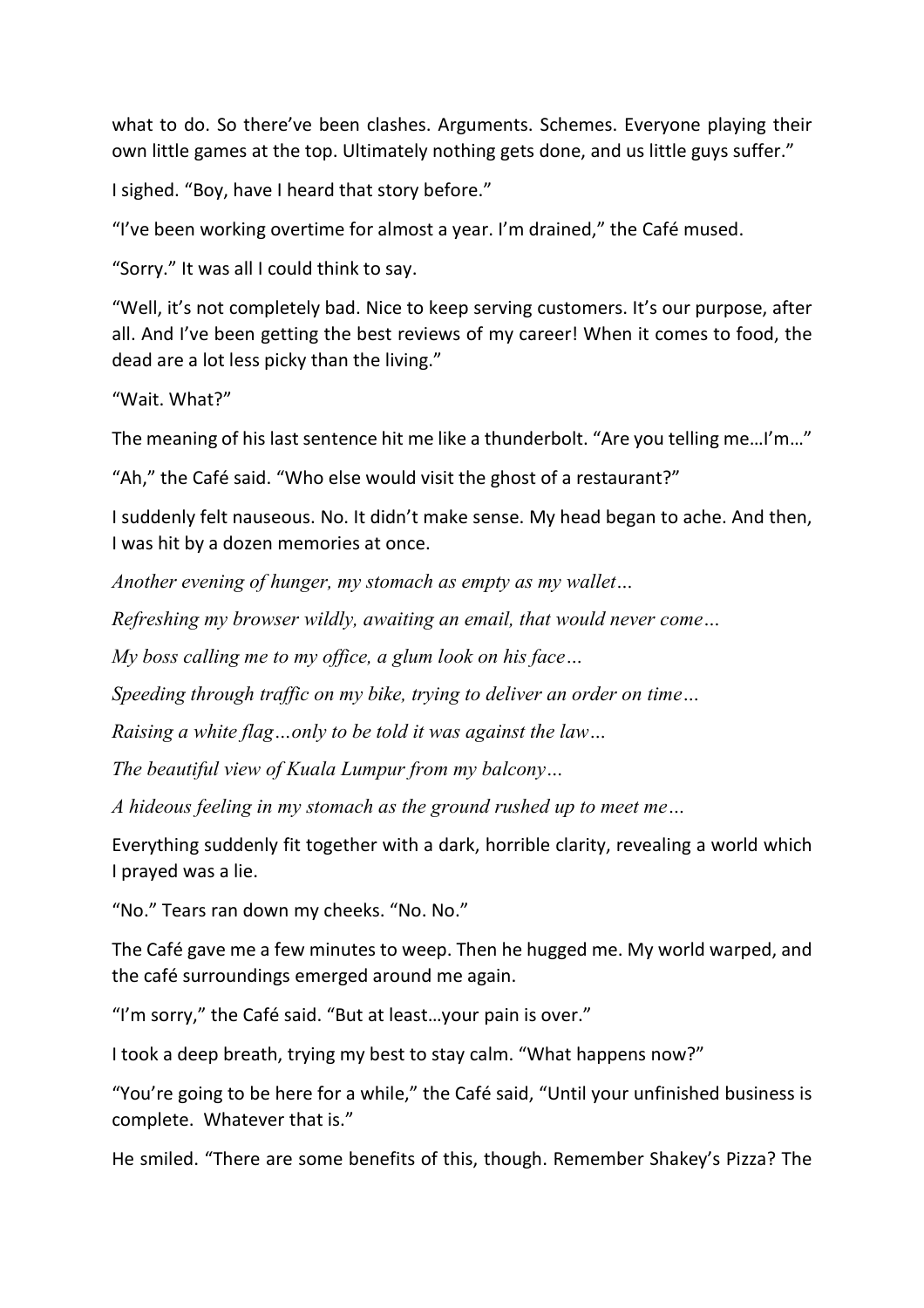what to do. So there've been clashes. Arguments. Schemes. Everyone playing their own little games at the top. Ultimately nothing gets done, and us little guys suffer."

I sighed. "Boy, have I heard that story before."

"I've been working overtime for almost a year. I'm drained," the Café mused.

"Sorry." It was all I could think to say.

"Well, it's not completely bad. Nice to keep serving customers. It's our purpose, after all. And I've been getting the best reviews of my career! When it comes to food, the dead are a lot less picky than the living."

"Wait. What?"

The meaning of his last sentence hit me like a thunderbolt. "Are you telling me…I'm…"

"Ah," the Café said. "Who else would visit the ghost of a restaurant?"

I suddenly felt nauseous. No. It didn't make sense. My head began to ache. And then, I was hit by a dozen memories at once.

*Another evening of hunger, my stomach as empty as my wallet…*

*Refreshing my browser wildly, awaiting an email, that would never come…*

*My boss calling me to my office, a glum look on his face…*

*Speeding through traffic on my bike, trying to deliver an order on time…*

*Raising a white flag…only to be told it was against the law…*

*The beautiful view of Kuala Lumpur from my balcony…*

*A hideous feeling in my stomach as the ground rushed up to meet me…*

Everything suddenly fit together with a dark, horrible clarity, revealing a world which I prayed was a lie.

"No." Tears ran down my cheeks. "No. No."

The Café gave me a few minutes to weep. Then he hugged me. My world warped, and the café surroundings emerged around me again.

"I'm sorry," the Café said. "But at least…your pain is over."

I took a deep breath, trying my best to stay calm. "What happens now?"

"You're going to be here for a while," the Café said, "Until your unfinished business is complete. Whatever that is."

He smiled. "There are some benefits of this, though. Remember Shakey's Pizza? The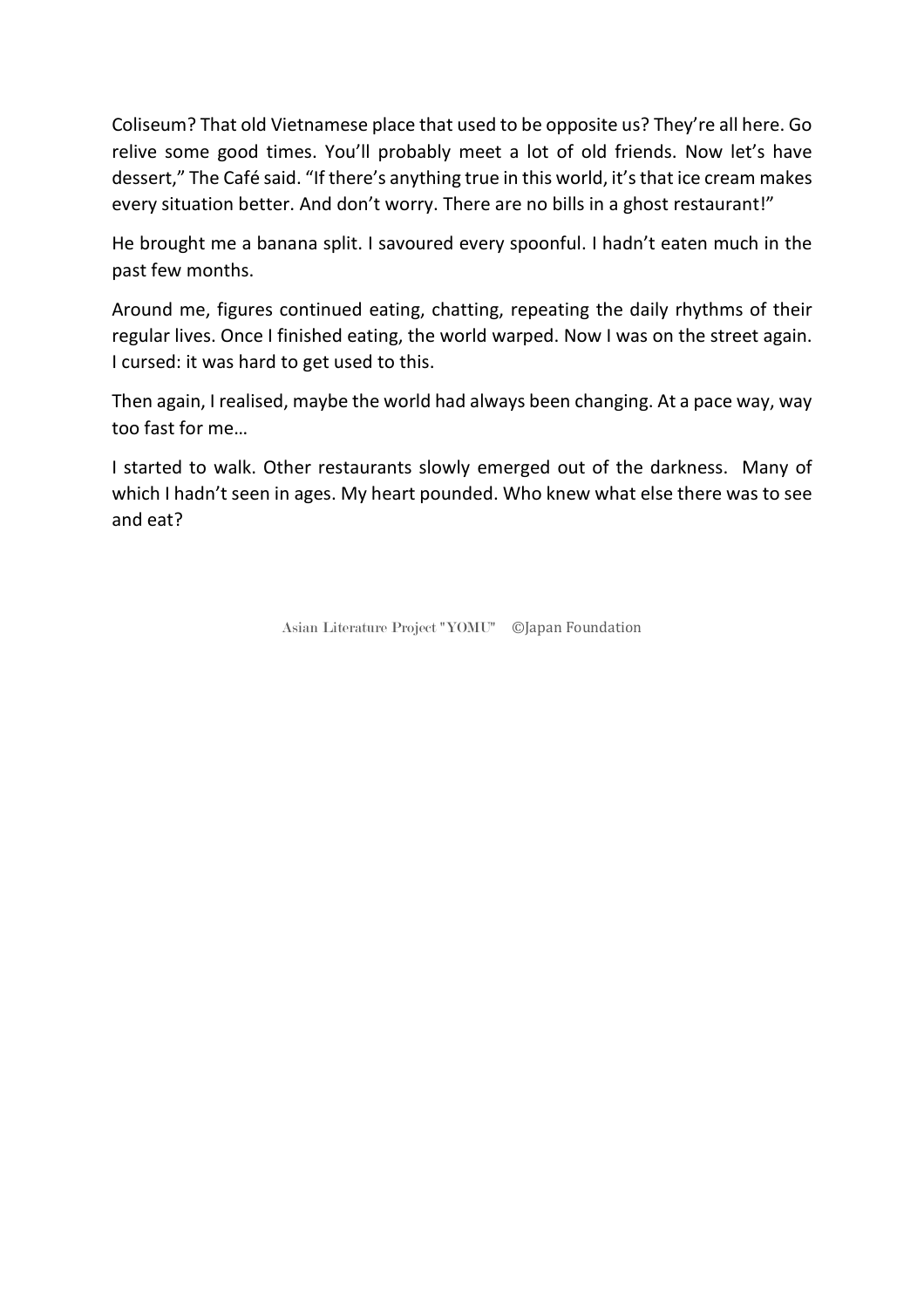Coliseum? That old Vietnamese place that used to be opposite us? They're all here. Go relive some good times. You'll probably meet a lot of old friends. Now let's have dessert," The Café said. "If there's anything true in this world, it's that ice cream makes every situation better. And don't worry. There are no bills in a ghost restaurant!"

He brought me a banana split. I savoured every spoonful. I hadn't eaten much in the past few months.

Around me, figures continued eating, chatting, repeating the daily rhythms of their regular lives. Once I finished eating, the world warped. Now I was on the street again. I cursed: it was hard to get used to this.

Then again, I realised, maybe the world had always been changing. At a pace way, way too fast for me…

I started to walk. Other restaurants slowly emerged out of the darkness. Many of which I hadn't seen in ages. My heart pounded. Who knew what else there was to see and eat?

Asian Literature Project "YOMU" ©Japan Foundation